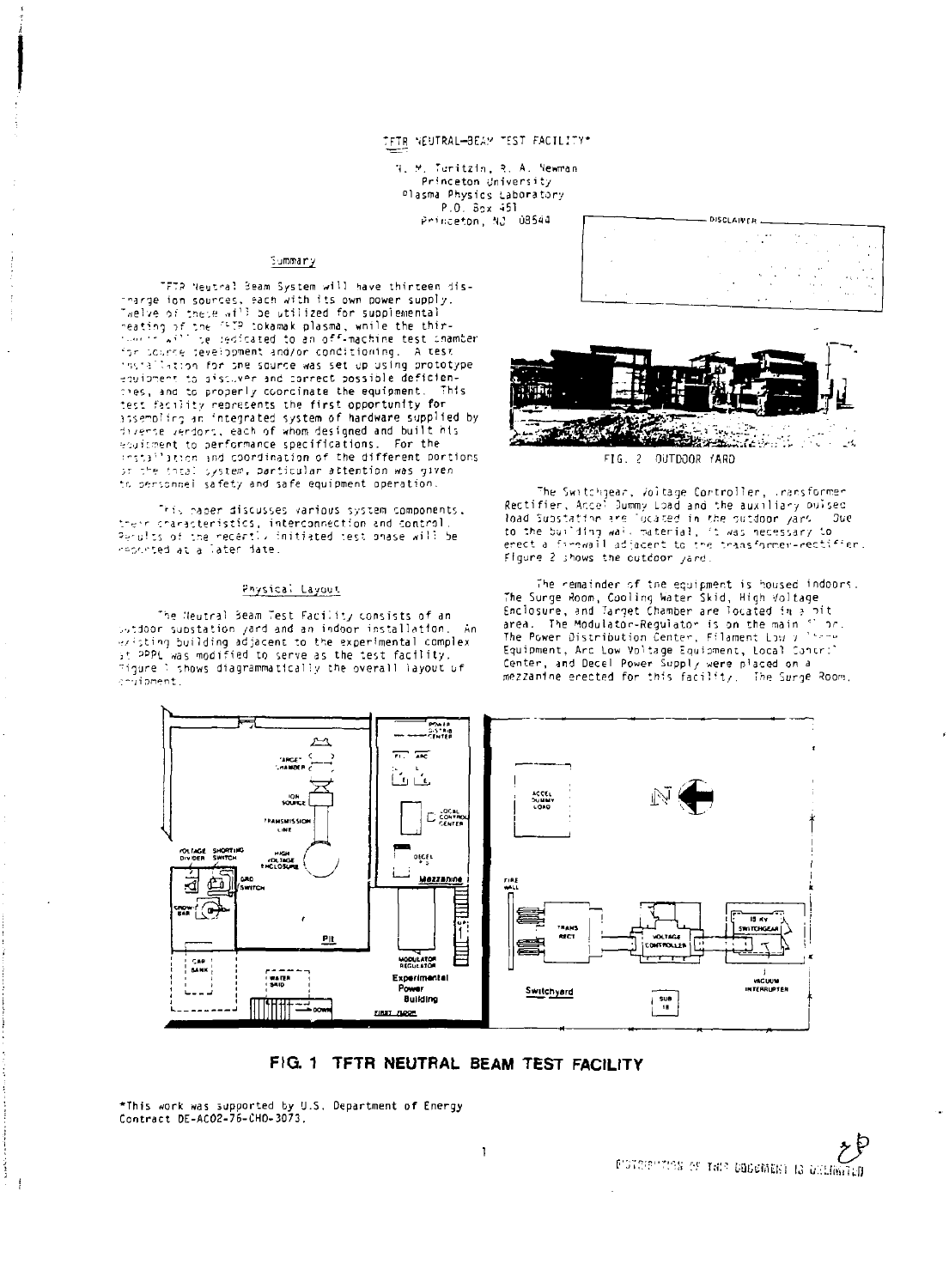# TFTR NEUTRAL-BEAM TEST FACILITY*

R. M. Turitzin, R. A. Newman
Princeton University
Plasma Physics Laboratory
P.O. Box 451
Princeton, NJ 08544

## Summary

TFTR Neutral Beam System will have thirteen discharge ion sources, each with its own power supply. Twelve of these will be utilized for supplemental heating of the TFTR tokamak plasma, while the thirteenth will be dedicated to an off-machine test chamber for source development and/or conditioning. A test installation for one source was set up using prototype equipment to discover and correct possible deficiencies, and to properly coordinate the equipment. This test facility represents the first opportunity for assembling an integrated system of hardware supplied by diverse vendors, each of whom designed and built his equipment to performance specifications. For the installation and coordination of the different portions of the total system, particular attention was given to personnel safety and safe equipment operation.

This paper discusses various system components, their characteristics, interconnection and control. Results of the recently initiated test phase will be reported at a later date.

## Physical Layout

The Neutral Beam Test Facility consists of an outdoor substation yard and an indoor installation. An existing building adjacent to the experimental complex at PPPL was modified to serve as the test facility. Figure 1 shows diagrammatically the overall layout of equipment.

FIG. 2 OUTDOOR YARD

The Switchgear, Voltage Controller, Transformer Rectifier, Accel Dummy Load and the auxiliary pulsed load Substation are located in the outdoor yard. Due to the building wall material, it was necessary to erect a firewall adjacent to the transformer-rectifier. Figure 2 shows the outdoor yard.

The remainder of the equipment is housed indoors. The Surge Room, Cooling Water Skid, High Voltage Enclosure, and Target Chamber are located in a pit area. The Modulator-Regulator is on the main floor. The Power Distribution Center, Filament Low Voltage Equipment, Arc Low Voltage Equipment, Local Control Center, and Decel Power Supply were placed on a mezzanine erected for this facility. The Surge Room,

**FIG. 1 TFTR NEUTRAL BEAM TEST FACILITY**

*This work was supported by U.S. Department of Energy Contract DE-AC02-76-CHO-3073.

DISTRIBUTION OF THIS DOCUMENT IS UNLIMITED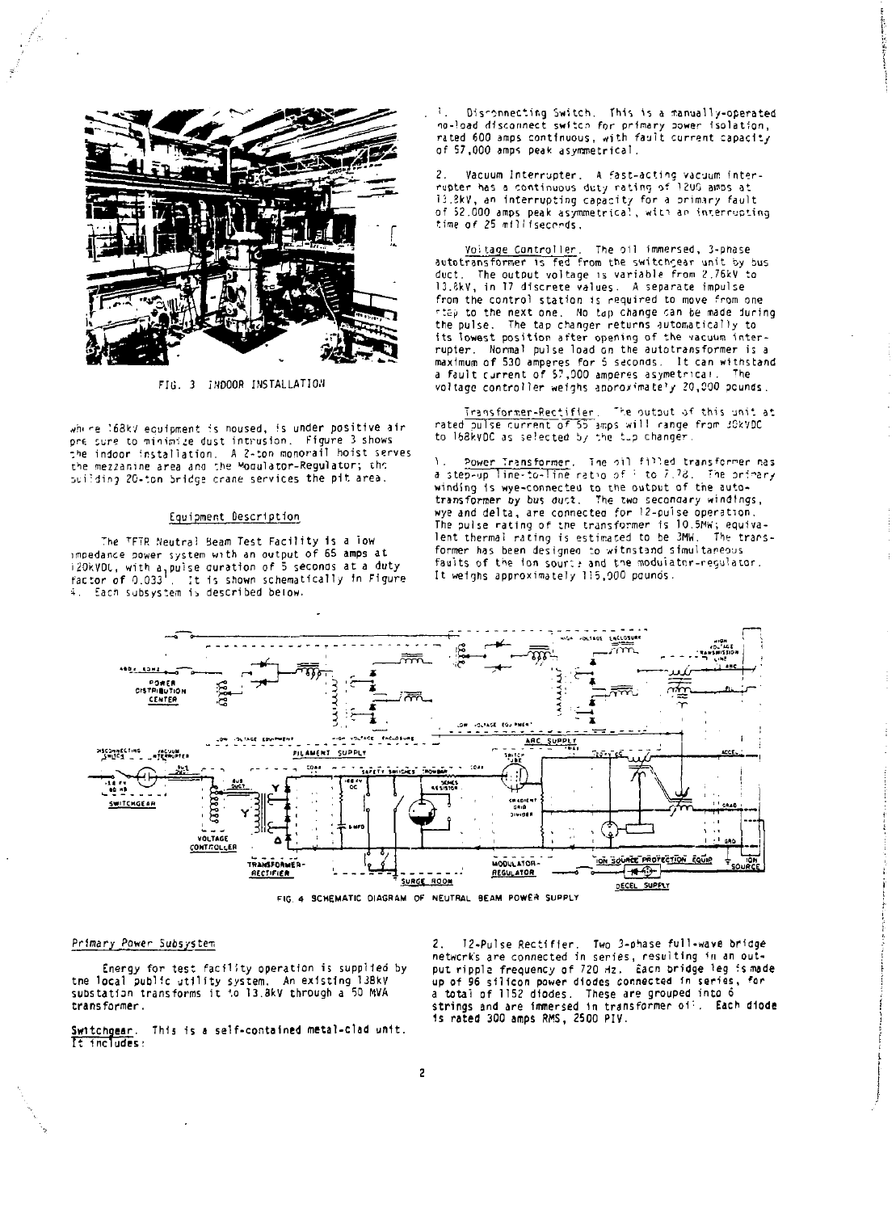FIG. 3 INDOOR INSTALLATION

where 168kV equipment is housed, is under positive air pressure to minimize dust intrusion. Figure 3 shows the indoor installation. A 2-ton monorail hoist serves the mezzanine area and the Modulator-Regulator; the building 20-ton bridge crane services the pit area.

## Equipment Description

The TFTR Neutral Beam Test Facility is a low impedance power system with an output of 65 amps at 120kVDC, with a pulse duration of 5 seconds at a duty factor of 0.033. It is shown schematically in Figure 4. Each subsystem is described below.

### Primary Power Subsystem

Energy for test facility operation is supplied by the local public utility system. An existing 138kV substation transforms it to 13.8kV through a 50 MVA transformer.

Switchgear. This is a self-contained metal-clad unit. It includes:

1. Disconnecting Switch. This is a manually-operated no-load disconnect switch for primary power isolation, rated 600 amps continuous, with fault current capacity of 57,000 amps peak asymmetrical.

2. Vacuum Interrupter. A fast-acting vacuum interrupter has a continuous duty rating of 1200 amps at 13.8kV, an interrupting capacity for a primary fault of 52,000 amps peak asymmetrical, with an interrupting time of 25 milliseconds.

Voltage Controller. The oil immersed, 3-phase autotransformer is fed from the switchgear unit by bus duct. The output voltage is variable from 2.76kV to 13.8kV, in 17 discrete values. A separate impulse from the control station is required to move from one step to the next one. No tap change can be made during the pulse. The tap changer returns automatically to its lowest position after opening of the vacuum interrupter. Normal pulse load on the autotransformer is a maximum of 530 amperes for 5 seconds. It can withstand a fault current of 57,000 amperes asymetrical. The voltage controller weighs approximately 20,000 pounds.

Transformer-Rectifier. The output of this unit at rated pulse current of 65 amps will range from 30kVDC to 168kVDC as selected by the tap changer.

1. Power Transformer. The oil filled transformer has a step-up line-to-line ratio of 1 to 7.78. The primary winding is wye-connected to the output of the autotransformer by bus duct. The two secondary windings, wye and delta, are connected for 12-pulse operation. The pulse rating of the transformer is 10.5MW; equivalent thermal rating is estimated to be 3MW. The transformer has been designed to withstand simultaneous faults of the ion source and the modulator-regulator. It weighs approximately 115,000 pounds.

2. 12-Pulse Rectifier. Two 3-phase full-wave bridge networks are connected in series, resulting in an output ripple frequency of 720 Hz. Each bridge leg is made up of 96 silicon power diodes connected in series, for a total of 1152 diodes. These are grouped into 6 strings and are immersed in transformer oil. Each diode is rated 300 amps RMS, 2500 PIV.

FIG. 4 SCHEMATIC DIAGRAM OF NEUTRAL BEAM POWER SUPPLY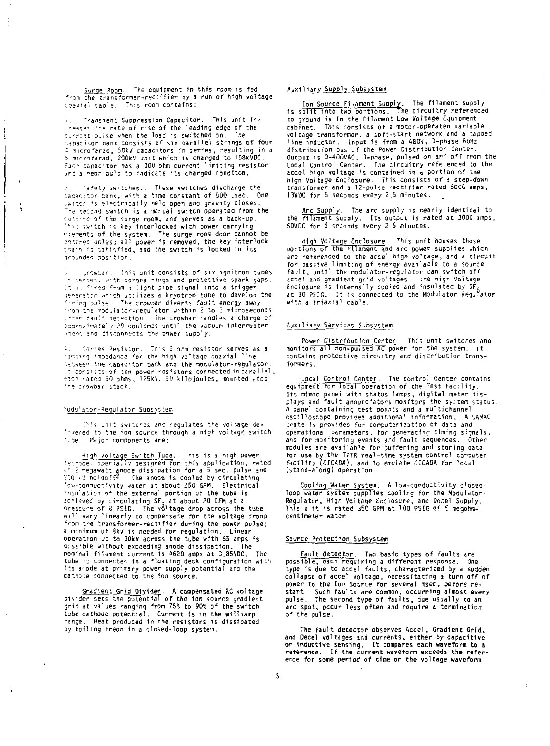Surge Room. The equipment in this room is fed from the transformer-rectifier by a run of high voltage coaxial cable. This room contains:

1. Transient Suppression Capacitor. This unit increases the rate of rise of the leading edge of the current pulse when the load is switched on. The capacitor bank consists of six parallel strings of four 2 microfarad, 50kV capacitors in series, resulting in a 3 microfarad, 200kV unit which is charged to 168kVDC. Each capacitor has a 300 ohm current limiting resistor and a neon bulb to indicate its charged conditon.

2. Safety switches. These switches discharge the capacitor bank, with a time constant of 800 μsec. One switch is electrically held open and gravity closed. The second switch is a manual switch operated from the outside of the surge room, and serves as a back-up. This switch is key interlocked with power carrying elements of the system. The surge room door cannot be entered unless all power is removed, the key interlock chain is satisfied, and the switch is locked in its grounded position.

3. Crowbar. This unit consists of six ignitron tubes in series, with corona rings and protective spark gaps. It is fired from a light pipe signal into a trigger generator which utilizes a kryotron tube to develop the firing pulse. The crowbar diverts fault energy away from the modulator-regulator within 2 to 3 microseconds after fault detection. The crowbar handles a charge of approximately 20 coulombs until the vacuum interrupter opens and disconnects the power supply.

4. Series Resistor. This 5 ohm resistor serves as a damping impedance for the high voltage coaxial line between the capacitor bank and the modulator-regulator. It consists of ten power resistors connected in parallel, each rated 50 ohms, 125kV, 50 kilojoules, mounted atop the crowbar stack.

## Modulator-Regulator Subsystem

This unit switches and regulates the voltage delivered to the ion source through a high voltage switch tube. Major components are:

High Voltage Switch Tube. This is a high power tetrode, specially designed for this application, rated at 2 megawatt anode dissipation for a 5 sec. pulse and 200 kV holdoff[2]. The anode is cooled by circulating low-conductivity water at about 250 GPM. Electrical insulation of the external portion of the tube is achieved by circulating $SF_6$ at about 20 CFM at a pressure of 8 PSIG. The voltage drop across the tube will vary linearly to compensate for the voltage droop from the transformer-rectifier during the power pulse; a minimum of 8kV is needed for regulation. Linear operation up to 30kV across the tube with 65 amps is possible without exceeding anode dissipation. The nominal filament current is 4620 amps at 3.85VDC. The tube is connected in a floating deck configuration with its anode at primary power supply potential and the cathode connected to the ion source.

Gradient Grid Divider. A compensated RC voltage divider sets the potential of the ion source gradient grid at values ranging from 75% to 90% of the switch tube cathode potential. Current is in the milliamp range. Heat produced in the resistors is dissipated by boiling freon in a closed-loop system.

## Auxiliary Supply Subsystem

Ion Source Filament Supply. The filament supply is split into two portions. The circuitry referenced to ground is in the Filament Low Voltage Equipment cabinet. This consists of a motor-operated variable voltage transformer, a soft-start network and a tapped line inductor. Input is from a 480V, 3-phase 60Hz distribution bus of the Power Distribution Center. Output is 0-400VAC, 3-phase, pulsed on and off from the Local Control Center. The circuitry referenced to the accel high voltage is contained in a portion of the High Voltage Enclosure. This consists of a step-down transformer and a 12-pulse rectifier rated 6000 amps, 13VDC for 6 seconds every 2.5 minutes.

Arc Supply. The arc supply is nearly identical to the filament supply. Its output is rated at 3000 amps, 50VDC for 5 seconds every 2.5 minutes.

High Voltage Enclosure. This unit houses those portions of the filament and arc power supplies which are referenced to the accel high voltage, and a circuit for passive limiting of energy available to a source fault, until the modulator-regulator can switch off accel and gradient grid voltages. The High Voltage Enclosure is internally cooled and insulated by $SF_6$ at 30 PSIG. It is connected to the Modulator-Regulator with a triaxial cable.

## Auxiliary Services Subsystem

Power Distribution Center. This unit switches and monitors all non-pulsed AC power for the system. It contains protective circuitry and distribution transformers.

Local Control Center. The control center contains equipment for local operation of the Test Facility. Its mimic panel with status lamps, digital meter displays and fault annunciators monitors the system status. A panel containing test points and a multichannel oscilloscope provides additional information. A CAMAC crate is provided for computerization of data and operational parameters, for generating timing signals, and for monitoring events and fault sequences. Other modules are available for buffering and storing data for use by the TFTR real-time system control computer facility (CICADA), and to emulate CICADA for local (stand-along) operation.

Cooling Water System. A low-conductivity closed-loop water system supplies cooling for the Modulator-Regulator, High Voltage Enclosure, and Decel Supply. This unit is rated 350 GPM at 100 PSIG of 5 megohm-centimeter water.

## Source Protection Subsystem

Fault Detector. Two basic types of faults are possible, each requiring a different response. One type is due to accel faults, characterized by a sudden collapse of accel voltage, necessitating a turn off of power to the Ion Source for several msec, before restart. Such faults are common, occurring almost every pulse. The second type of faults, due usually to an arc spot, occur less often and require a termination of the pulse.

The fault detector observes Accel, Gradient Grid, and Decel voltages and currents, either by capacitive or inductive sensing. It compares each waveform to a reference. If the current waveform exceeds the reference for some period of time or the voltage waveform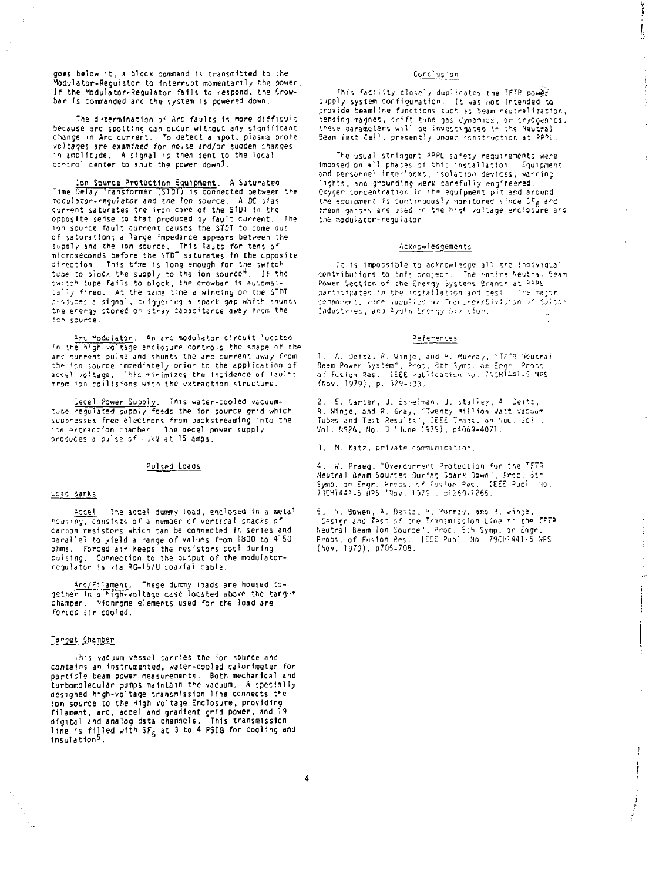goes below it, a block command is transmitted to the Modulator-Regulator to interrupt momentarily the power. If the Modulator-Regulator fails to respond, the Crowbar is commanded and the system is powered down.

The determination of Arc faults is more difficult because arc spotting can occur without any significant change in Arc current. To detect a spot, plasma probe voltages are examined for noise and/or sudden changes in amplitude. A signal is then sent to the local control center to shut the power down[3].

Ion Source Protection Equipment. A Saturated Time Delay Transformer (STDT) is connected between the modulator-regulator and the ion source. A DC bias current saturates the iron core of the STDT in the opposite sense to that produced by fault current. The ion source fault current causes the STDT to come out of saturation; a large impedance appears between the supply and the ion source. This lasts for tens of microseconds before the STDT saturates in the opposite direction. This time is long enough for the switch tube to block the supply to the ion source[4]. If the switch tube fails to block, the crowbar is automatically fired. At the same time a winding on the STDT produces a signal, triggering a spark gap which shunts the energy stored on stray capacitance away from the ion source.

Arc Modulator. An arc modulator circuit located in the high voltage enclosure controls the shape of the arc current pulse and shunts the arc current away from the ion source immediately prior to the application of accel voltage. This minimizes the incidence of faults from ion collisions with the extraction structure.

Decel Power Supply. This water-cooled vacuum-tube regulated supply feeds the ion source grid which suppresses free electrons from backstreaming into the ion extraction chamber. The decel power supply produces a pulse of -1kV at 15 amps.

## Pulsed Loads

### Load Banks

Accel. The accel dummy load, enclosed in a metal housing, consists of a number of vertical stacks of carbon resistors which can be connected in series and parallel to yield a range of values from 1800 to 4150 ohms. Forced air keeps the resistors cool during pulsing. Connection to the output of the modulator-regulator is via RG-19/U coaxial cable.

Arc/Filament. These dummy loads are housed together in a high-voltage case located above the target chamber. Nichrome elements used for the load are forced air cooled.

### Target Chamber

This vacuum vessel carries the ion source and contains an instrumented, water-cooled calorimeter for particle beam power measurements. Both mechanical and turbomolecular pumps maintain the vacuum. A specially designed high-voltage transmission line connects the ion source to the High Voltage Enclosure, providing filament, arc, accel and gradient grid power, and 19 digital and analog data channels. This transmission line is filled with $SF_6$ at 3 to 4 PSIG for cooling and insulation[5].

## Conclusion

This facility closely duplicates the TFTR power supply system configuration. It was not intended to provide beamline functions such as beam neutralization, bending magnet, drift tube gas dynamics, or cryogenics; these parameters will be investigated in the Neutral Beam Test Cell, presently under construction at PPPL.

The usual stringent PPPL safety requirements were imposed on all phases of this installation. Equipment and personnel interlocks, isolation devices, warning lights, and grounding were carefully engineered. Oxygen concentration in the equipment pit and around the equipment is continuously monitored since $SF_6$ and freon gases are used in the high voltage enclosure and the modulator-regulator.

## Acknowledgements

It is impossible to acknowledge all the individual contributions to this project. The entire Neutral Beam Power Section of the Energy Systems Branch at PPPL participated in the installation and test. The major components were supplied by Transrex/Division of Gulton Industries, and Aydin Energy Division.

## References

1. A. Deitz, R. Winje, and H. Murray, "TFTR Neutral Beam Power System", Proc. 8th Symp. on Engr. Probs. of Fusion Res. IEEE Publication No. 79CH1441-5 NPS (Nov. 1979), p. 329-333.

2. E. Carter, J. Eshelman, J. Stalley, A. Deitz, R. Winje, and R. Gray, "Twenty Million Watt Vacuum Tubes and Test Results", IEEE Trans. on Nuc. Sci., Vol. NS26, No. 3 (June 1979), p4069-4071.

3. M. Katz, private communication.

4. W. Praeg, "Overcurrent Protection for the TFTR Neutral Beam Sources During Spark Down", Proc. 8th Symp. on Engr. Probs. of Fusion Res. IEEE Publ. No. 79CH1441-5 NPS (Nov. 1979), p1260-1266.

5. H. Bowen, A. Deitz, H. Murray, and R. Winje, "Design and Test of the Transmission Line to the TFTR Neutral Beam Ion Source", Proc. 8th Symp. on Engr. Probs. of Fusion Res. IEEE Publ. No. 79CH1441-5 NPS (Nov. 1979), p705-708.